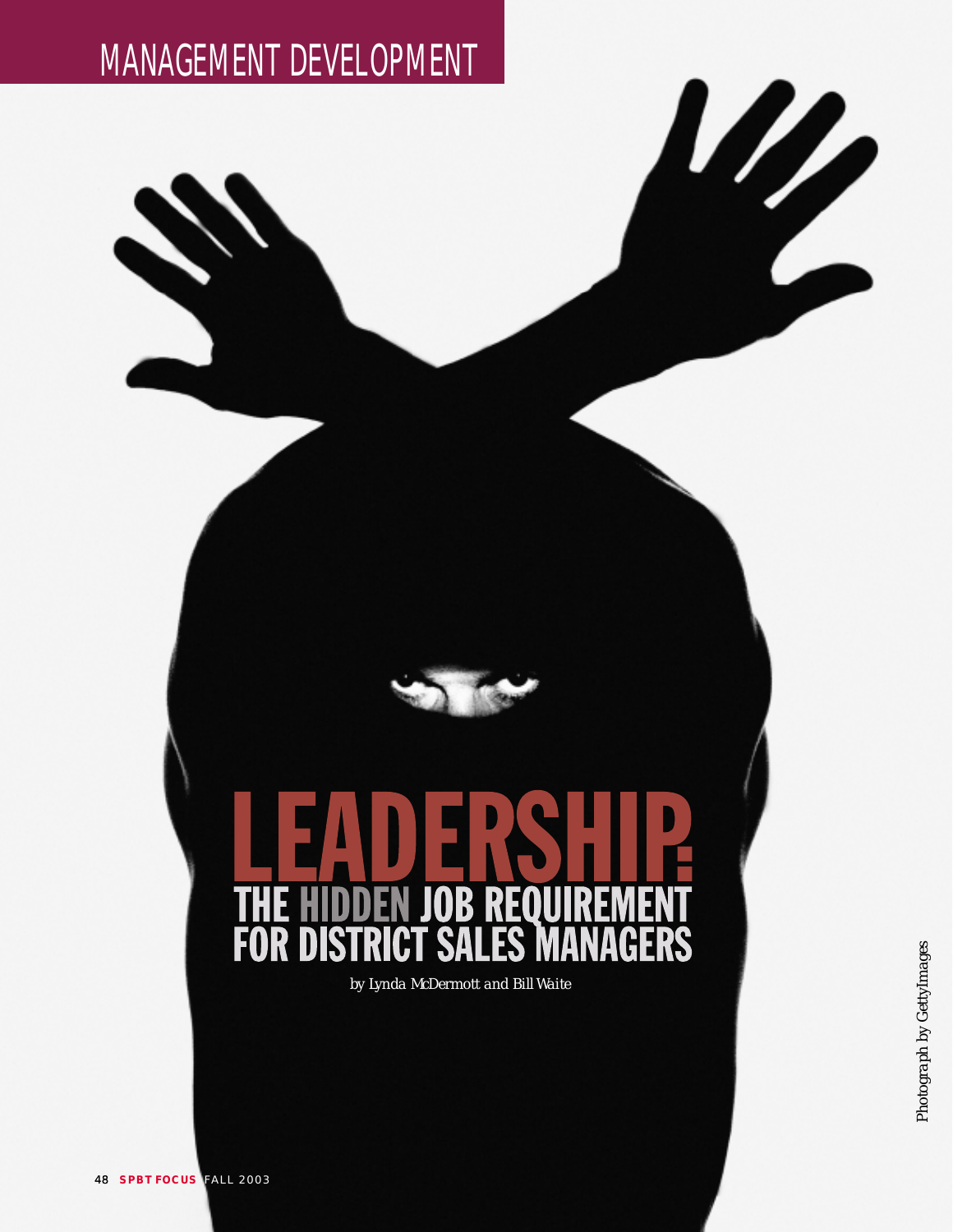MANAGEMENT DEVELOPMENT

# LEADERSHIP: THE HIDDEN JOB REQUIREMENT FOR DISTRICT SALES MANAGERS

*by Lynda McDermott and Bill Waite*

Photograph by GettyImages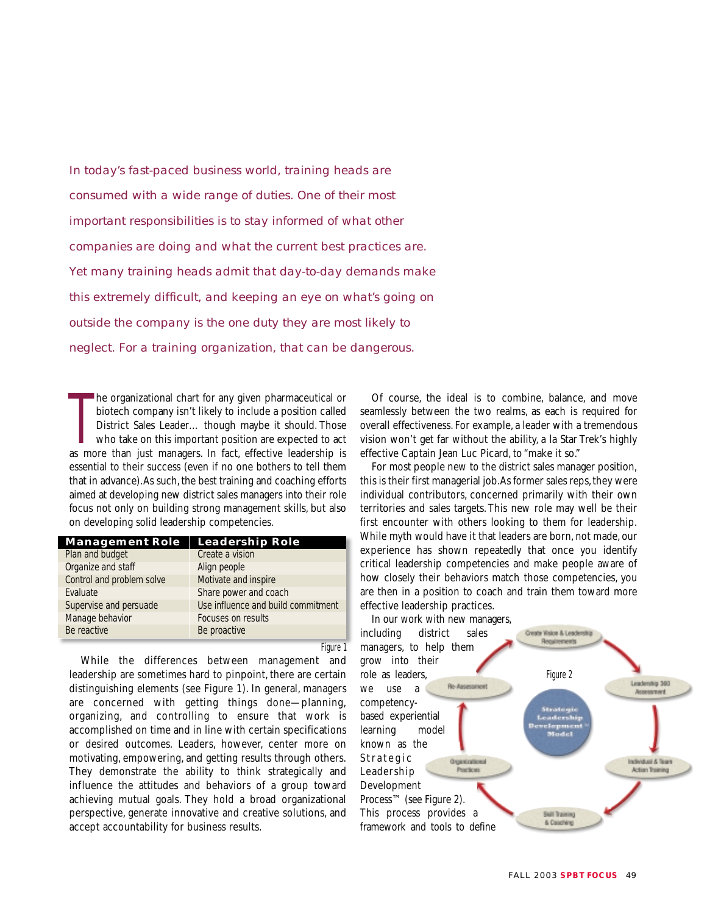*In today's fast-paced business world, training heads are consumed with a wide range of duties. One of their most important responsibilities is to stay informed of what other companies are doing and what the current best practices are. Yet many training heads admit that day-to-day demands make this extremely difficult, and keeping an eye on what's going on outside the company is the one duty they are most likely to neglect. For a training organization, that can be dangerous.*

The organizational chart for any given pharmaceutical or biotech company isn't likely to include a position called District Sales Leader... though maybe it should. Those who take on this important position are expected to act as more than just managers. In fact, effective leadership is essential to their success (even if no one bothers to tell them that in advance). As such, the best training and coaching efforts aimed at developing new district sales managers into their role focus not only on building strong management skills, but also on developing solid leadership competencies.

| Management Role | Leadership Role |
|---|---|
| Plan and budget | Create a vision |
| Organize and staff | Align people |
| Control and problem solve | Motivate and inspire |
| Evaluate | Share power and coach |
| Supervise and persuade | Use influence and build commitment |
| Manage behavior | Focuses on results |
| Be reactive | Be proactive |

*Figure 1*

While the differences between management and leadership are sometimes hard to pinpoint, there are certain distinguishing elements (see Figure 1). In general, managers are concerned with getting things done—planning, organizing, and controlling to ensure that work is accomplished on time and in line with certain specifications or desired outcomes. Leaders, however, center more on motivating, empowering, and getting results through others. They demonstrate the ability to think strategically and influence the attitudes and behaviors of a group toward achieving mutual goals. They hold a broad organizational perspective, generate innovative and creative solutions, and accept accountability for business results.

Of course, the ideal is to combine, balance, and move seamlessly between the two realms, as each is required for overall effectiveness. For example, a leader with a tremendous vision won't get far without the ability, a la Star Trek's highly effective Captain Jean Luc Picard, to "make it so."

For most people new to the district sales manager position, this is their first managerial job. As former sales reps, they were individual contributors, concerned primarily with their own territories and sales targets. This new role may well be their first encounter with others looking to them for leadership. While myth would have it that leaders are born, not made, our experience has shown repeatedly that once you identify critical leadership competencies and make people aware of how closely their behaviors match those competencies, you are then in a position to coach and train them toward more effective leadership practices.

In our work with new managers, including district sales managers, to help them grow into their role as leaders, we use a competency-based experiential learning model known as the Strategic Leadership Development Process™ (see Figure 2). This process provides a framework and tools to define

Strategic Leadership Development Model™: Create Vision & Leadership Requirements → Leadership 360 Assessment → Individual & Team Action Training → Skill Training & Coaching → Organizational Practices → Re-Assessment

*Figure 2*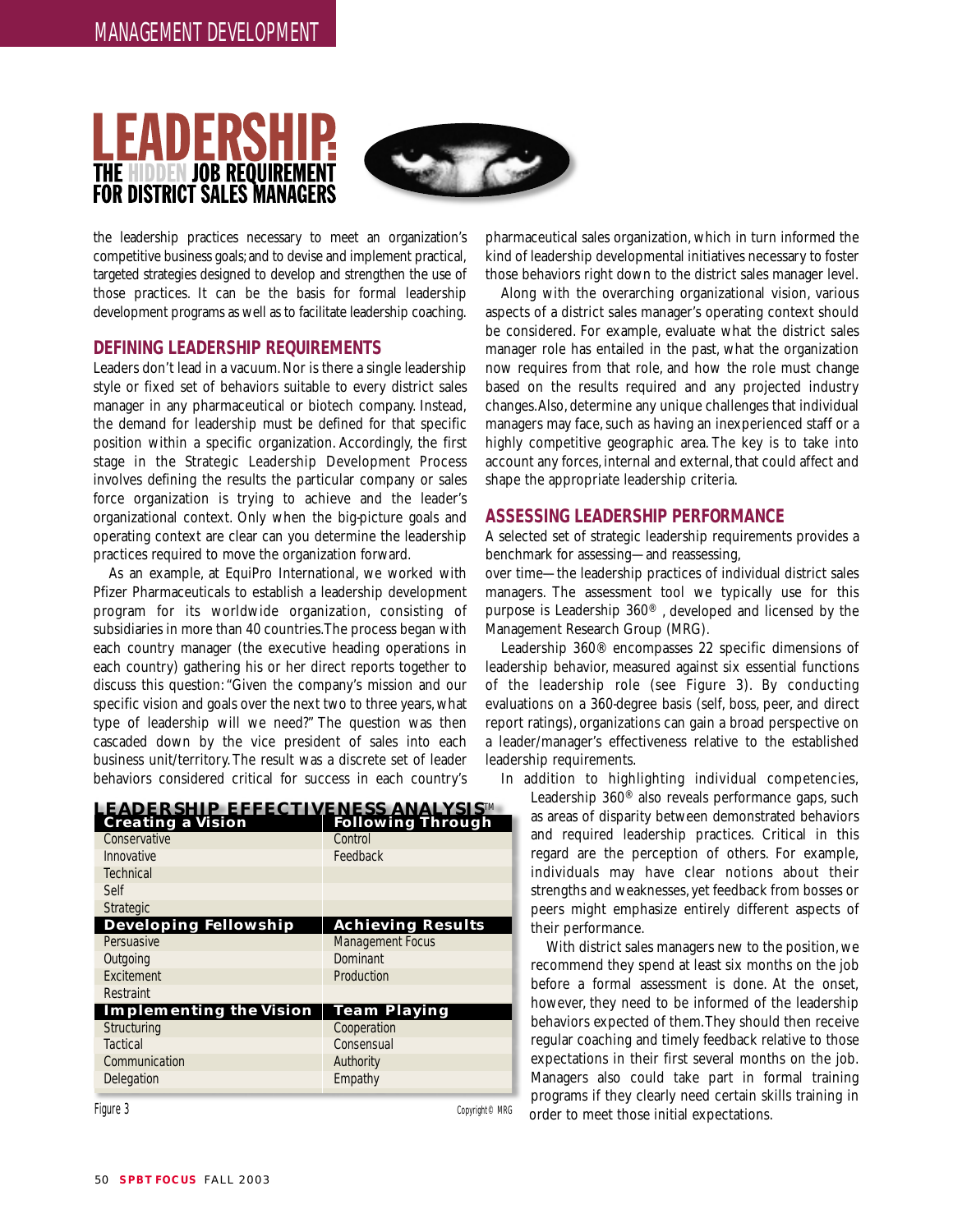the leadership practices necessary to meet an organization's competitive business goals; and to devise and implement practical, targeted strategies designed to develop and strengthen the use of those practices. It can be the basis for formal leadership development programs as well as to facilitate leadership coaching.

## DEFINING LEADERSHIP REQUIREMENTS

Leaders don't lead in a vacuum. Nor is there a single leadership style or fixed set of behaviors suitable to every district sales manager in any pharmaceutical or biotech company. Instead, the demand for leadership must be defined for that specific position within a specific organization. Accordingly, the first stage in the Strategic Leadership Development Process involves defining the results the particular company or sales force organization is trying to achieve and the leader's organizational context. Only when the big-picture goals and operating context are clear can you determine the leadership practices required to move the organization forward.

As an example, at EquiPro International, we worked with Pfizer Pharmaceuticals to establish a leadership development program for its worldwide organization, consisting of subsidiaries in more than 40 countries. The process began with each country manager (the executive heading operations in each country) gathering his or her direct reports together to discuss this question: "Given the company's mission and our specific vision and goals over the next two to three years, what type of leadership will we need?" The question was then cascaded down by the vice president of sales into each business unit/territory. The result was a discrete set of leader behaviors considered critical for success in each country's pharmaceutical sales organization, which in turn informed the kind of leadership developmental initiatives necessary to foster those behaviors right down to the district sales manager level.

Along with the overarching organizational vision, various aspects of a district sales manager's operating context should be considered. For example, evaluate what the district sales manager role has entailed in the past, what the organization now requires from that role, and how the role must change based on the results required and any projected industry changes. Also, determine any unique challenges that individual managers may face, such as having an inexperienced staff or a highly competitive geographic area. The key is to take into account any forces, internal and external, that could affect and shape the appropriate leadership criteria.

## ASSESSING LEADERSHIP PERFORMANCE

A selected set of strategic leadership requirements provides a benchmark for assessing—and reassessing, over time—the leadership practices of individual district sales managers. The assessment tool we typically use for this purpose is Leadership 360®, developed and licensed by the Management Research Group (MRG).

Leadership 360® encompasses 22 specific dimensions of leadership behavior, measured against six essential functions of the leadership role (see Figure 3). By conducting evaluations on a 360-degree basis (self, boss, peer, and direct report ratings), organizations can gain a broad perspective on a leader/manager's effectiveness relative to the established leadership requirements.

In addition to highlighting individual competencies, Leadership 360® also reveals performance gaps, such as areas of disparity between demonstrated behaviors and required leadership practices. Critical in this regard are the perception of others. For example, individuals may have clear notions about their strengths and weaknesses, yet feedback from bosses or peers might emphasize entirely different aspects of their performance.

With district sales managers new to the position, we recommend they spend at least six months on the job before a formal assessment is done. At the onset, however, they need to be informed of the leadership behaviors expected of them. They should then receive regular coaching and timely feedback relative to those expectations in their first several months on the job. Managers also could take part in formal training programs if they clearly need certain skills training in order to meet those initial expectations.

**LEADERSHIP EFFECTIVENESS ANALYSIS™**

| Creating a Vision | Following Through |
|---|---|
| Conservative | Control |
| Innovative | Feedback |
| Technical | |
| Self | |
| Strategic | |
| **Developing Fellowship** | **Achieving Results** |
| Persuasive | Management Focus |
| Outgoing | Dominant |
| Excitement | Production |
| Restraint | |
| **Implementing the Vision** | **Team Playing** |
| Structuring | Cooperation |
| Tactical | Consensual |
| Communication | Authority |
| Delegation | Empathy |

Figure 3 Copyright© MRG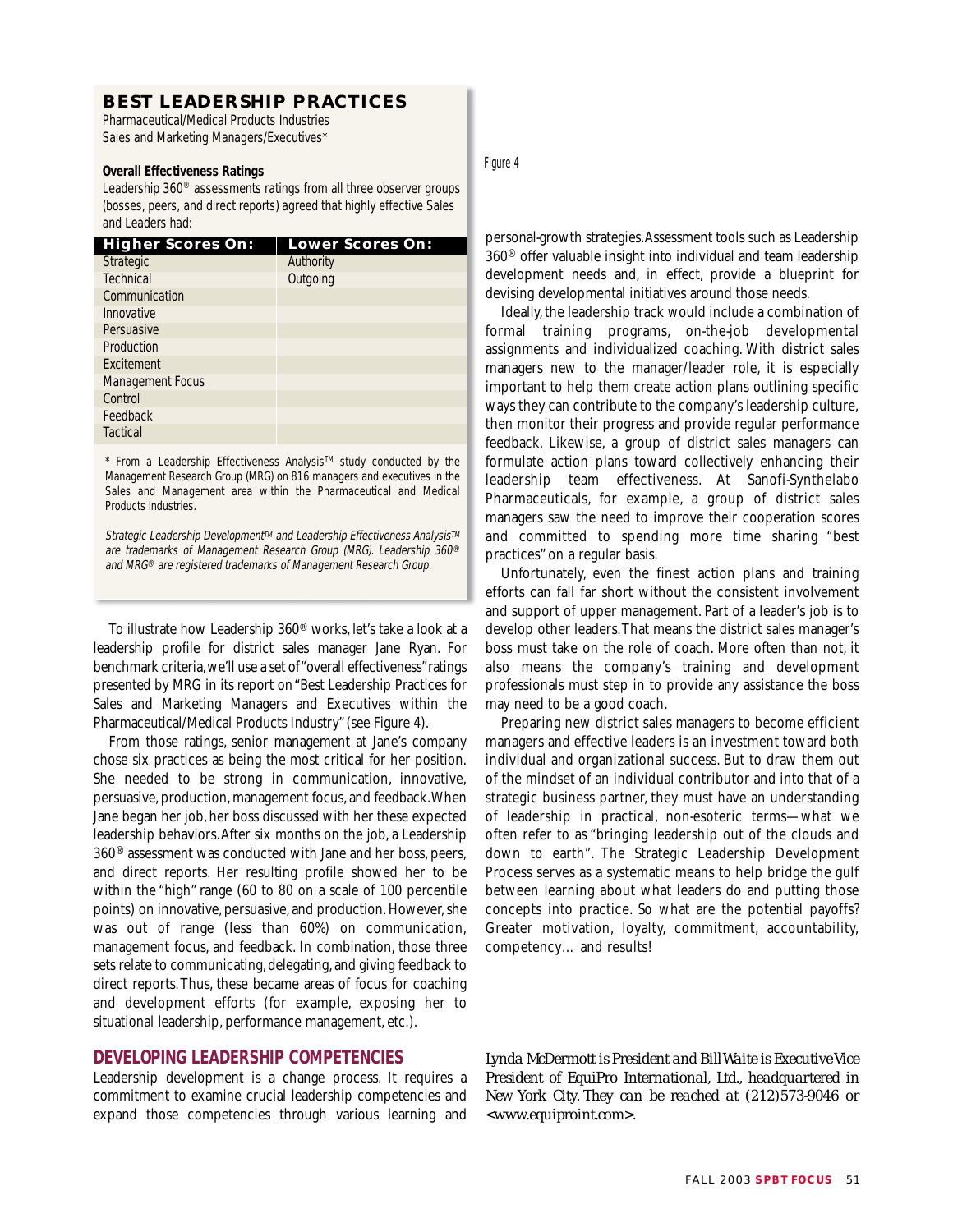## BEST LEADERSHIP PRACTICES

Pharmaceutical/Medical Products Industries
Sales and Marketing Managers/Executives*

**Overall Effectiveness Ratings**

Leadership 360® assessments ratings from all three observer groups (bosses, peers, and direct reports) agreed that highly effective Sales and Leaders had:

| Higher Scores On: | Lower Scores On: |
|---|---|
| Strategic | Authority |
| Technical | Outgoing |
| Communication | |
| Innovative | |
| Persuasive | |
| Production | |
| Excitement | |
| Management Focus | |
| Control | |
| Feedback | |
| Tactical | |

\* From a Leadership Effectiveness Analysis™ study conducted by the Management Research Group (MRG) on 816 managers and executives in the Sales and Management area within the Pharmaceutical and Medical Products Industries.

*Strategic Leadership Development™ and Leadership Effectiveness Analysis™ are trademarks of Management Research Group (MRG). Leadership 360® and MRG® are registered trademarks of Management Research Group.*

Figure 4

To illustrate how Leadership 360® works, let's take a look at a leadership profile for district sales manager Jane Ryan. For benchmark criteria, we'll use a set of "overall effectiveness" ratings presented by MRG in its report on "Best Leadership Practices for Sales and Marketing Managers and Executives within the Pharmaceutical/Medical Products Industry" (see Figure 4).

From those ratings, senior management at Jane's company chose six practices as being the most critical for her position. She needed to be strong in communication, innovative, persuasive, production, management focus, and feedback. When Jane began her job, her boss discussed with her these expected leadership behaviors. After six months on the job, a Leadership 360® assessment was conducted with Jane and her boss, peers, and direct reports. Her resulting profile showed her to be within the "high" range (60 to 80 on a scale of 100 percentile points) on innovative, persuasive, and production. However, she was out of range (less than 60%) on communication, management focus, and feedback. In combination, those three sets relate to communicating, delegating, and giving feedback to direct reports. Thus, these became areas of focus for coaching and development efforts (for example, exposing her to situational leadership, performance management, etc.).

## DEVELOPING LEADERSHIP COMPETENCIES

Leadership development is a change process. It requires a commitment to examine crucial leadership competencies and expand those competencies through various learning and personal-growth strategies. Assessment tools such as Leadership 360® offer valuable insight into individual and team leadership development needs and, in effect, provide a blueprint for devising developmental initiatives around those needs.

Ideally, the leadership track would include a combination of formal training programs, on-the-job developmental assignments and individualized coaching. With district sales managers new to the manager/leader role, it is especially important to help them create action plans outlining specific ways they can contribute to the company's leadership culture, then monitor their progress and provide regular performance feedback. Likewise, a group of district sales managers can formulate action plans toward collectively enhancing their leadership team effectiveness. At Sanofi-Synthelabo Pharmaceuticals, for example, a group of district sales managers saw the need to improve their cooperation scores and committed to spending more time sharing "best practices" on a regular basis.

Unfortunately, even the finest action plans and training efforts can fall far short without the consistent involvement and support of upper management. Part of a leader's job is to develop other leaders. That means the district sales manager's boss must take on the role of coach. More often than not, it also means the company's training and development professionals must step in to provide any assistance the boss may need to be a good coach.

Preparing new district sales managers to become efficient managers and effective leaders is an investment toward both individual and organizational success. But to draw them out of the mindset of an individual contributor and into that of a strategic business partner, they must have an understanding of leadership in practical, non-esoteric terms—what we often refer to as "bringing leadership out of the clouds and down to earth". The Strategic Leadership Development Process serves as a systematic means to help bridge the gulf between learning about what leaders do and putting those concepts into practice. So what are the potential payoffs? Greater motivation, loyalty, commitment, accountability, competency… and results!

*Lynda McDermott is President and Bill Waite is Executive Vice President of EquiPro International, Ltd., headquartered in New York City. They can be reached at (212)573-9046 or <www.equiproint.com>.*